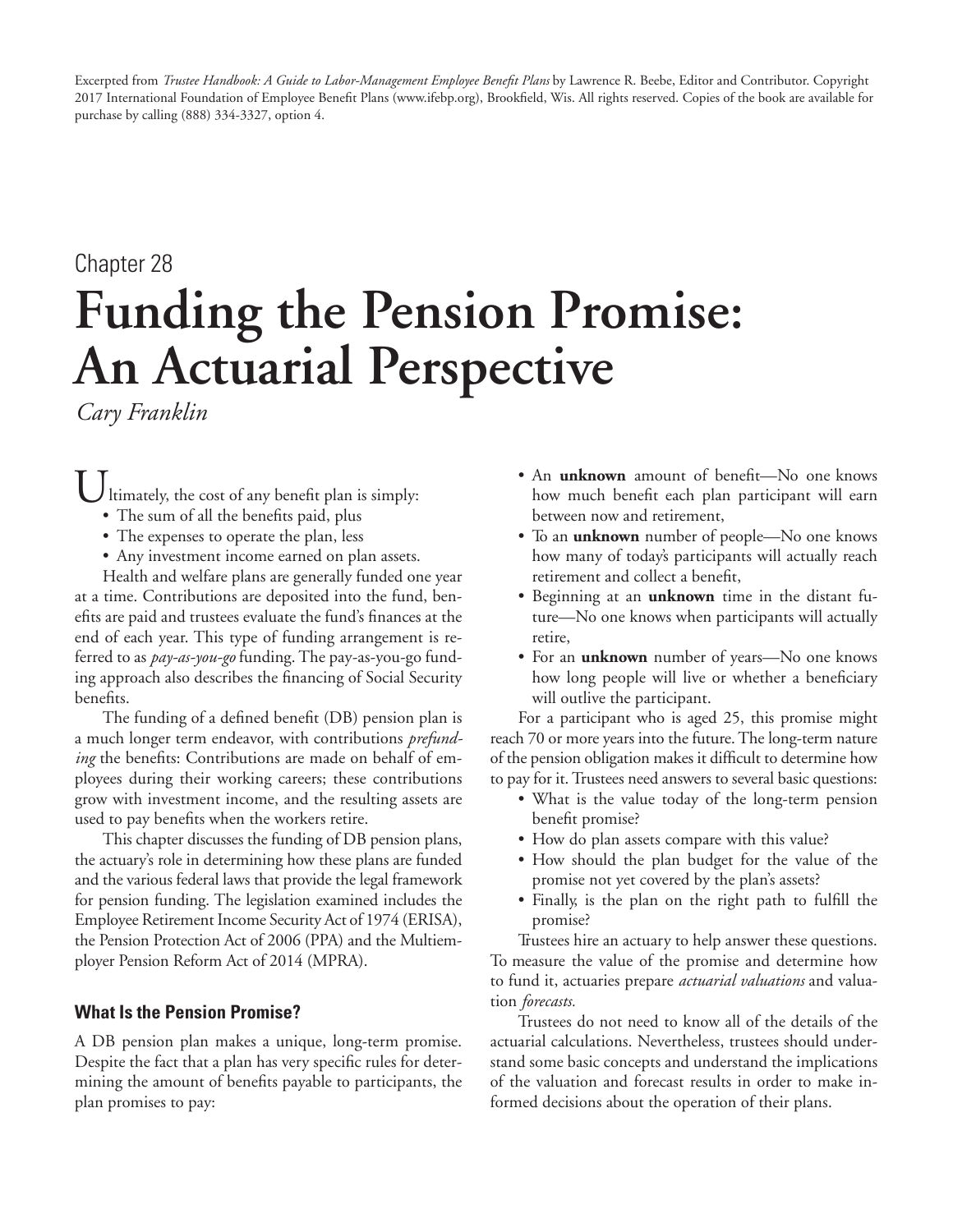Excerpted from *Trustee Handbook: A Guide to Labor-Management Employee Benefit Plans* by Lawrence R. Beebe, Editor and Contributor. Copyright 2017 International Foundation of Employee Benefit Plans (www.ifebp.org), Brookfield, Wis. All rights reserved. Copies of the book are available for purchase by calling (888) 334-3327, option 4.

Chapter 28

# Funding the Pension Promise: An Actuarial Perspective

*Cary Franklin*

Ultimately, the cost of any benefit plan is simply:

- The sum of all the benefits paid, plus
- The expenses to operate the plan, less
- Any investment income earned on plan assets.

Health and welfare plans are generally funded one year at a time. Contributions are deposited into the fund, benefits are paid and trustees evaluate the fund's finances at the end of each year. This type of funding arrangement is referred to as *pay-as-you-go* funding. The pay-as-you-go funding approach also describes the financing of Social Security benefits.

The funding of a defined benefit (DB) pension plan is a much longer term endeavor, with contributions *prefunding* the benefits: Contributions are made on behalf of employees during their working careers; these contributions grow with investment income, and the resulting assets are used to pay benefits when the workers retire.

This chapter discusses the funding of DB pension plans, the actuary's role in determining how these plans are funded and the various federal laws that provide the legal framework for pension funding. The legislation examined includes the Employee Retirement Income Security Act of 1974 (ERISA), the Pension Protection Act of 2006 (PPA) and the Multiemployer Pension Reform Act of 2014 (MPRA).

### What Is the Pension Promise?

A DB pension plan makes a unique, long-term promise. Despite the fact that a plan has very specific rules for determining the amount of benefits payable to participants, the plan promises to pay:

- An **unknown** amount of benefit—No one knows how much benefit each plan participant will earn between now and retirement,
- To an **unknown** number of people—No one knows how many of today's participants will actually reach retirement and collect a benefit,
- Beginning at an **unknown** time in the distant future—No one knows when participants will actually retire,
- For an **unknown** number of years—No one knows how long people will live or whether a beneficiary will outlive the participant.

For a participant who is aged 25, this promise might reach 70 or more years into the future. The long-term nature of the pension obligation makes it difficult to determine how to pay for it. Trustees need answers to several basic questions:

- What is the value today of the long-term pension benefit promise?
- How do plan assets compare with this value?
- How should the plan budget for the value of the promise not yet covered by the plan's assets?
- Finally, is the plan on the right path to fulfill the promise?

Trustees hire an actuary to help answer these questions. To measure the value of the promise and determine how to fund it, actuaries prepare *actuarial valuations* and valuation *forecasts.*

Trustees do not need to know all of the details of the actuarial calculations. Nevertheless, trustees should understand some basic concepts and understand the implications of the valuation and forecast results in order to make informed decisions about the operation of their plans.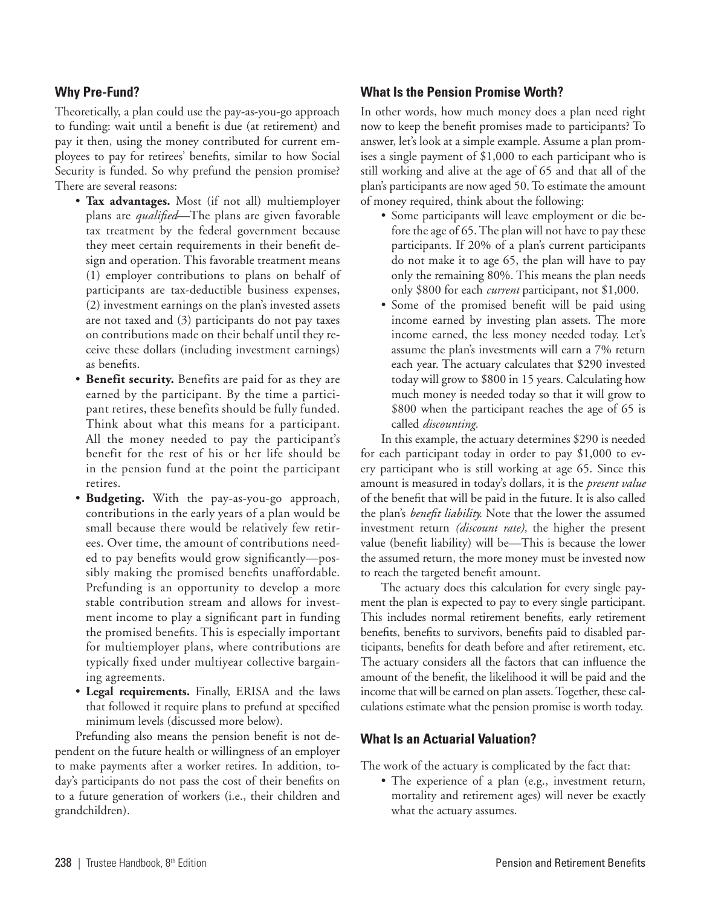## Why Pre-Fund?

Theoretically, a plan could use the pay-as-you-go approach to funding: wait until a benefit is due (at retirement) and pay it then, using the money contributed for current employees to pay for retirees' benefits, similar to how Social Security is funded. So why prefund the pension promise? There are several reasons:

- **Tax advantages.** Most (if not all) multiemployer plans are *qualified*—The plans are given favorable tax treatment by the federal government because they meet certain requirements in their benefit design and operation. This favorable treatment means (1) employer contributions to plans on behalf of participants are tax-deductible business expenses, (2) investment earnings on the plan's invested assets are not taxed and (3) participants do not pay taxes on contributions made on their behalf until they receive these dollars (including investment earnings) as benefits.
- **Benefit security.** Benefits are paid for as they are earned by the participant. By the time a participant retires, these benefits should be fully funded. Think about what this means for a participant. All the money needed to pay the participant's benefit for the rest of his or her life should be in the pension fund at the point the participant retires.
- **Budgeting.** With the pay-as-you-go approach, contributions in the early years of a plan would be small because there would be relatively few retirees. Over time, the amount of contributions needed to pay benefits would grow significantly—possibly making the promised benefits unaffordable. Prefunding is an opportunity to develop a more stable contribution stream and allows for investment income to play a significant part in funding the promised benefits. This is especially important for multiemployer plans, where contributions are typically fixed under multiyear collective bargaining agreements.
- **Legal requirements.** Finally, ERISA and the laws that followed it require plans to prefund at specified minimum levels (discussed more below).

Prefunding also means the pension benefit is not dependent on the future health or willingness of an employer to make payments after a worker retires. In addition, today's participants do not pass the cost of their benefits on to a future generation of workers (i.e., their children and grandchildren).

## What Is the Pension Promise Worth?

In other words, how much money does a plan need right now to keep the benefit promises made to participants? To answer, let's look at a simple example. Assume a plan promises a single payment of $1,000 to each participant who is still working and alive at the age of 65 and that all of the plan's participants are now aged 50. To estimate the amount of money required, think about the following:

- Some participants will leave employment or die before the age of 65. The plan will not have to pay these participants. If 20% of a plan's current participants do not make it to age 65, the plan will have to pay only the remaining 80%. This means the plan needs only $800 for each *current* participant, not $1,000.
- Some of the promised benefit will be paid using income earned by investing plan assets. The more income earned, the less money needed today. Let's assume the plan's investments will earn a 7% return each year. The actuary calculates that $290 invested today will grow to $800 in 15 years. Calculating how much money is needed today so that it will grow to $800 when the participant reaches the age of 65 is called *discounting.*

In this example, the actuary determines $290 is needed for each participant today in order to pay $1,000 to every participant who is still working at age 65. Since this amount is measured in today's dollars, it is the *present value* of the benefit that will be paid in the future. It is also called the plan's *benefit liability.* Note that the lower the assumed investment return *(discount rate),* the higher the present value (benefit liability) will be—This is because the lower the assumed return, the more money must be invested now to reach the targeted benefit amount.

The actuary does this calculation for every single payment the plan is expected to pay to every single participant. This includes normal retirement benefits, early retirement benefits, benefits to survivors, benefits paid to disabled participants, benefits for death before and after retirement, etc. The actuary considers all the factors that can influence the amount of the benefit, the likelihood it will be paid and the income that will be earned on plan assets. Together, these calculations estimate what the pension promise is worth today.

## What Is an Actuarial Valuation?

The work of the actuary is complicated by the fact that:

- The experience of a plan (e.g., investment return, mortality and retirement ages) will never be exactly what the actuary assumes.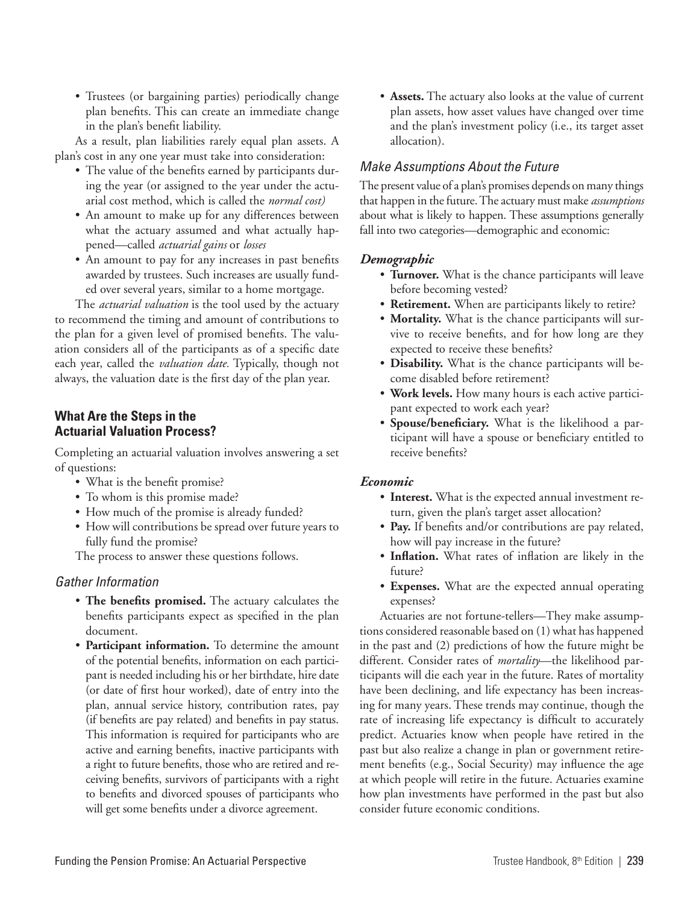- Trustees (or bargaining parties) periodically change plan benefits. This can create an immediate change in the plan's benefit liability.

As a result, plan liabilities rarely equal plan assets. A plan's cost in any one year must take into consideration:

- The value of the benefits earned by participants during the year (or assigned to the year under the actuarial cost method, which is called the *normal cost)*
- An amount to make up for any differences between what the actuary assumed and what actually happened—called *actuarial gains* or *losses*
- An amount to pay for any increases in past benefits awarded by trustees. Such increases are usually funded over several years, similar to a home mortgage.

The *actuarial valuation* is the tool used by the actuary to recommend the timing and amount of contributions to the plan for a given level of promised benefits. The valuation considers all of the participants as of a specific date each year, called the *valuation date.* Typically, though not always, the valuation date is the first day of the plan year.

## What Are the Steps in the Actuarial Valuation Process?

Completing an actuarial valuation involves answering a set of questions:

- What is the benefit promise?
- To whom is this promise made?
- How much of the promise is already funded?
- How will contributions be spread over future years to fully fund the promise?

The process to answer these questions follows.

### Gather Information

- **The benefits promised.** The actuary calculates the benefits participants expect as specified in the plan document.
- **Participant information.** To determine the amount of the potential benefits, information on each participant is needed including his or her birthdate, hire date (or date of first hour worked), date of entry into the plan, annual service history, contribution rates, pay (if benefits are pay related) and benefits in pay status. This information is required for participants who are active and earning benefits, inactive participants with a right to future benefits, those who are retired and receiving benefits, survivors of participants with a right to benefits and divorced spouses of participants who will get some benefits under a divorce agreement.
- **Assets.** The actuary also looks at the value of current plan assets, how asset values have changed over time and the plan's investment policy (i.e., its target asset allocation).

### Make Assumptions About the Future

The present value of a plan's promises depends on many things that happen in the future. The actuary must make *assumptions* about what is likely to happen. These assumptions generally fall into two categories—demographic and economic:

#### *Demographic*

- **Turnover.** What is the chance participants will leave before becoming vested?
- **Retirement.** When are participants likely to retire?
- **Mortality.** What is the chance participants will survive to receive benefits, and for how long are they expected to receive these benefits?
- **Disability.** What is the chance participants will become disabled before retirement?
- **Work levels.** How many hours is each active participant expected to work each year?
- **Spouse/beneficiary.** What is the likelihood a participant will have a spouse or beneficiary entitled to receive benefits?

#### *Economic*

- **Interest.** What is the expected annual investment return, given the plan's target asset allocation?
- **Pay.** If benefits and/or contributions are pay related, how will pay increase in the future?
- **Inflation.** What rates of inflation are likely in the future?
- **Expenses.** What are the expected annual operating expenses?

Actuaries are not fortune-tellers—They make assumptions considered reasonable based on (1) what has happened in the past and (2) predictions of how the future might be different. Consider rates of *mortality*—the likelihood participants will die each year in the future. Rates of mortality have been declining, and life expectancy has been increasing for many years. These trends may continue, though the rate of increasing life expectancy is difficult to accurately predict. Actuaries know when people have retired in the past but also realize a change in plan or government retirement benefits (e.g., Social Security) may influence the age at which people will retire in the future. Actuaries examine how plan investments have performed in the past but also consider future economic conditions.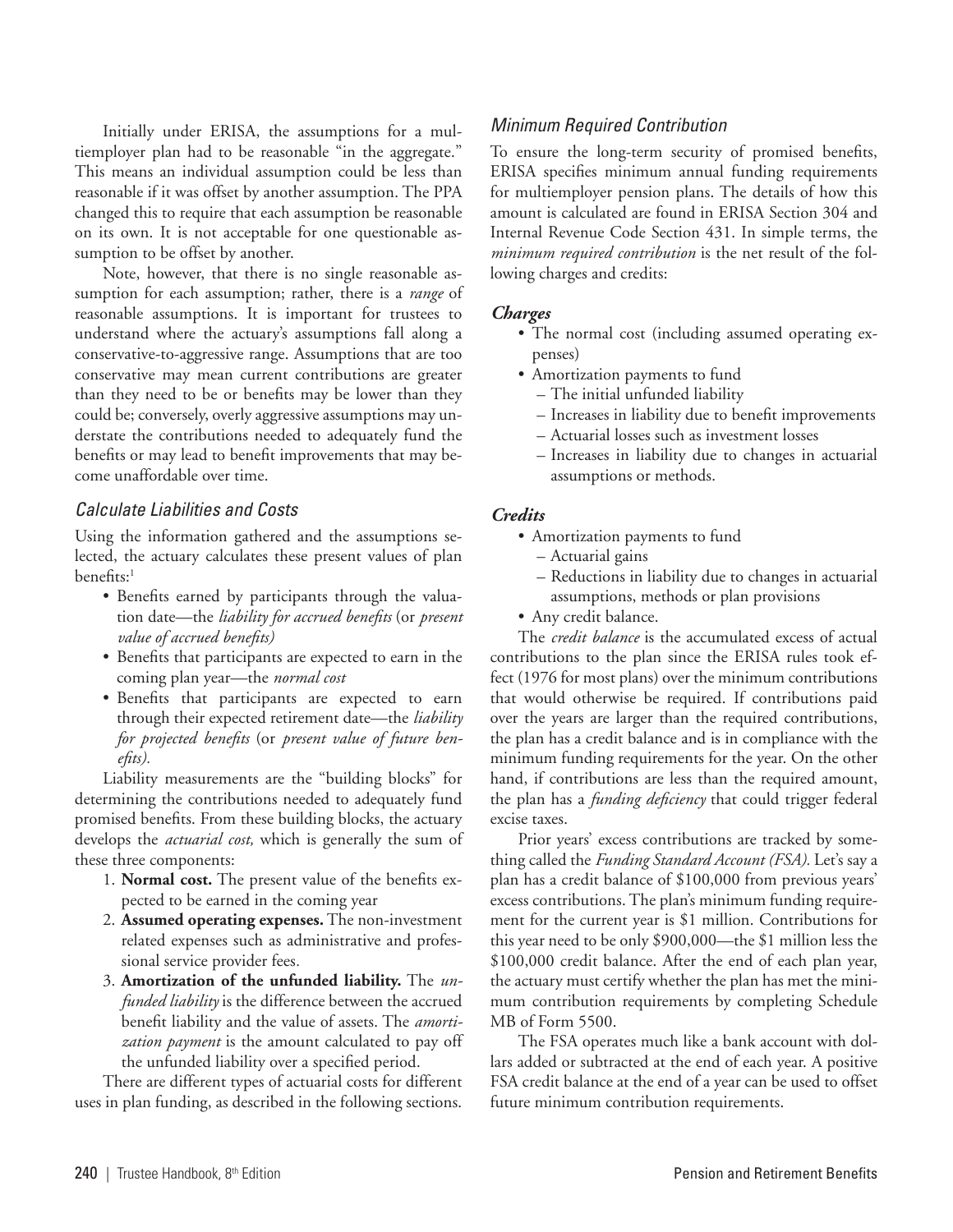Initially under ERISA, the assumptions for a multiemployer plan had to be reasonable "in the aggregate." This means an individual assumption could be less than reasonable if it was offset by another assumption. The PPA changed this to require that each assumption be reasonable on its own. It is not acceptable for one questionable assumption to be offset by another.

Note, however, that there is no single reasonable assumption for each assumption; rather, there is a *range* of reasonable assumptions. It is important for trustees to understand where the actuary's assumptions fall along a conservative-to-aggressive range. Assumptions that are too conservative may mean current contributions are greater than they need to be or benefits may be lower than they could be; conversely, overly aggressive assumptions may understate the contributions needed to adequately fund the benefits or may lead to benefit improvements that may become unaffordable over time.

### *Calculate Liabilities and Costs*

Using the information gathered and the assumptions selected, the actuary calculates these present values of plan benefits:[1]

- Benefits earned by participants through the valuation date—the *liability for accrued benefits* (or *present value of accrued benefits)*
- Benefits that participants are expected to earn in the coming plan year—the *normal cost*
- Benefits that participants are expected to earn through their expected retirement date—the *liability for projected benefits* (or *present value of future benefits).*

Liability measurements are the "building blocks" for determining the contributions needed to adequately fund promised benefits. From these building blocks, the actuary develops the *actuarial cost,* which is generally the sum of these three components:

1. **Normal cost.** The present value of the benefits expected to be earned in the coming year
2. **Assumed operating expenses.** The non-investment related expenses such as administrative and professional service provider fees.
3. **Amortization of the unfunded liability.** The *unfunded liability* is the difference between the accrued benefit liability and the value of assets. The *amortization payment* is the amount calculated to pay off the unfunded liability over a specified period.

There are different types of actuarial costs for different uses in plan funding, as described in the following sections.

### *Minimum Required Contribution*

To ensure the long-term security of promised benefits, ERISA specifies minimum annual funding requirements for multiemployer pension plans. The details of how this amount is calculated are found in ERISA Section 304 and Internal Revenue Code Section 431. In simple terms, the *minimum required contribution* is the net result of the following charges and credits:

#### ***Charges***

- The normal cost (including assumed operating expenses)
- Amortization payments to fund
  - The initial unfunded liability
  - Increases in liability due to benefit improvements
  - Actuarial losses such as investment losses
  - Increases in liability due to changes in actuarial assumptions or methods.

#### ***Credits***

- Amortization payments to fund
  - Actuarial gains
  - Reductions in liability due to changes in actuarial assumptions, methods or plan provisions
- Any credit balance.

The *credit balance* is the accumulated excess of actual contributions to the plan since the ERISA rules took effect (1976 for most plans) over the minimum contributions that would otherwise be required. If contributions paid over the years are larger than the required contributions, the plan has a credit balance and is in compliance with the minimum funding requirements for the year. On the other hand, if contributions are less than the required amount, the plan has a *funding deficiency* that could trigger federal excise taxes.

Prior years' excess contributions are tracked by something called the *Funding Standard Account (FSA).* Let's say a plan has a credit balance of $100,000 from previous years' excess contributions. The plan's minimum funding requirement for the current year is $1 million. Contributions for this year need to be only $900,000—the $1 million less the $100,000 credit balance. After the end of each plan year, the actuary must certify whether the plan has met the minimum contribution requirements by completing Schedule MB of Form 5500.

The FSA operates much like a bank account with dollars added or subtracted at the end of each year. A positive FSA credit balance at the end of a year can be used to offset future minimum contribution requirements.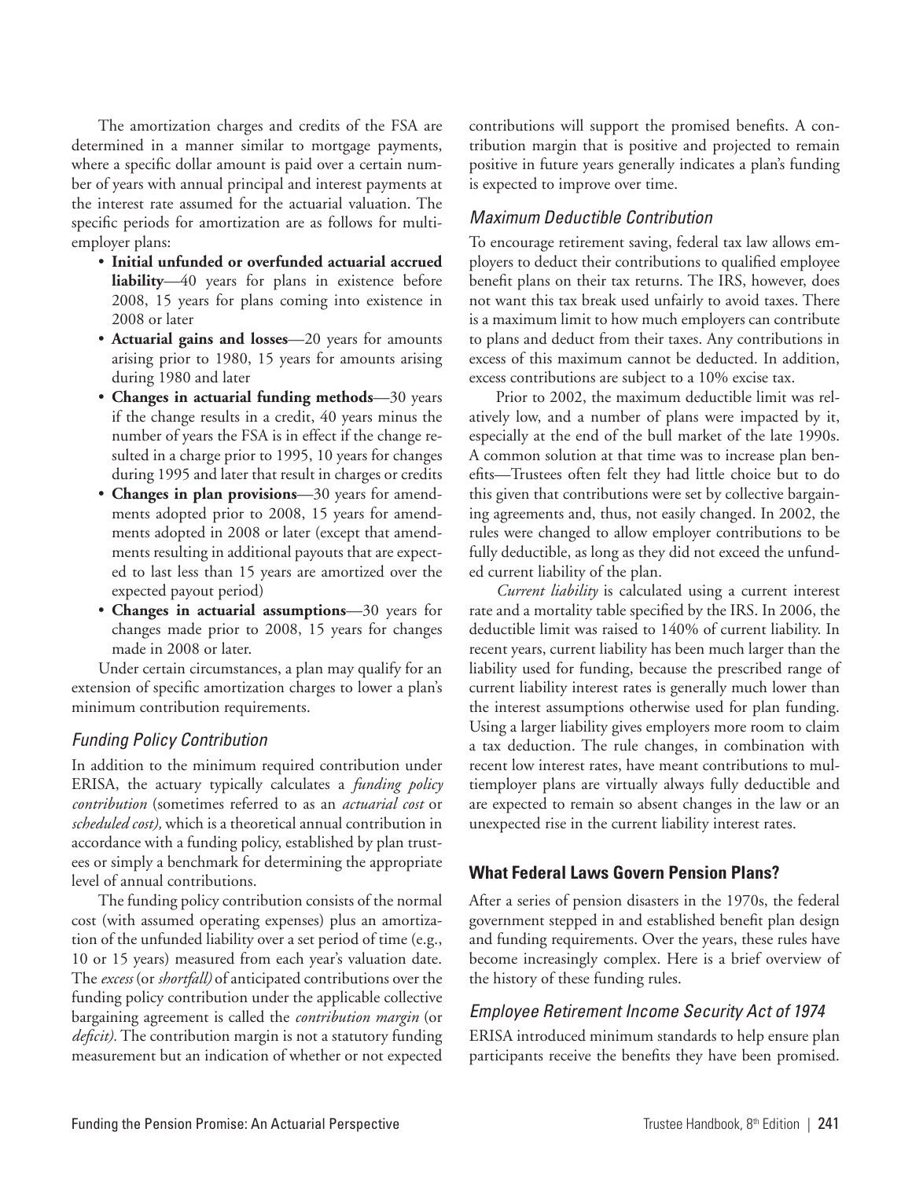The amortization charges and credits of the FSA are determined in a manner similar to mortgage payments, where a specific dollar amount is paid over a certain number of years with annual principal and interest payments at the interest rate assumed for the actuarial valuation. The specific periods for amortization are as follows for multiemployer plans:

- **Initial unfunded or overfunded actuarial accrued liability**—40 years for plans in existence before 2008, 15 years for plans coming into existence in 2008 or later
- **Actuarial gains and losses**—20 years for amounts arising prior to 1980, 15 years for amounts arising during 1980 and later
- **Changes in actuarial funding methods**—30 years if the change results in a credit, 40 years minus the number of years the FSA is in effect if the change resulted in a charge prior to 1995, 10 years for changes during 1995 and later that result in charges or credits
- **Changes in plan provisions**—30 years for amendments adopted prior to 2008, 15 years for amendments adopted in 2008 or later (except that amendments resulting in additional payouts that are expected to last less than 15 years are amortized over the expected payout period)
- **Changes in actuarial assumptions**—30 years for changes made prior to 2008, 15 years for changes made in 2008 or later.

Under certain circumstances, a plan may qualify for an extension of specific amortization charges to lower a plan's minimum contribution requirements.

### *Funding Policy Contribution*

In addition to the minimum required contribution under ERISA, the actuary typically calculates a *funding policy contribution* (sometimes referred to as an *actuarial cost* or *scheduled cost),* which is a theoretical annual contribution in accordance with a funding policy, established by plan trustees or simply a benchmark for determining the appropriate level of annual contributions.

The funding policy contribution consists of the normal cost (with assumed operating expenses) plus an amortization of the unfunded liability over a set period of time (e.g., 10 or 15 years) measured from each year's valuation date. The *excess* (or *shortfall)* of anticipated contributions over the funding policy contribution under the applicable collective bargaining agreement is called the *contribution margin* (or *deficit).* The contribution margin is not a statutory funding measurement but an indication of whether or not expected contributions will support the promised benefits. A contribution margin that is positive and projected to remain positive in future years generally indicates a plan's funding is expected to improve over time.

### *Maximum Deductible Contribution*

To encourage retirement saving, federal tax law allows employers to deduct their contributions to qualified employee benefit plans on their tax returns. The IRS, however, does not want this tax break used unfairly to avoid taxes. There is a maximum limit to how much employers can contribute to plans and deduct from their taxes. Any contributions in excess of this maximum cannot be deducted. In addition, excess contributions are subject to a 10% excise tax.

Prior to 2002, the maximum deductible limit was relatively low, and a number of plans were impacted by it, especially at the end of the bull market of the late 1990s. A common solution at that time was to increase plan benefits—Trustees often felt they had little choice but to do this given that contributions were set by collective bargaining agreements and, thus, not easily changed. In 2002, the rules were changed to allow employer contributions to be fully deductible, as long as they did not exceed the unfunded current liability of the plan.

*Current liability* is calculated using a current interest rate and a mortality table specified by the IRS. In 2006, the deductible limit was raised to 140% of current liability. In recent years, current liability has been much larger than the liability used for funding, because the prescribed range of current liability interest rates is generally much lower than the interest assumptions otherwise used for plan funding. Using a larger liability gives employers more room to claim a tax deduction. The rule changes, in combination with recent low interest rates, have meant contributions to multiemployer plans are virtually always fully deductible and are expected to remain so absent changes in the law or an unexpected rise in the current liability interest rates.

## **What Federal Laws Govern Pension Plans?**

After a series of pension disasters in the 1970s, the federal government stepped in and established benefit plan design and funding requirements. Over the years, these rules have become increasingly complex. Here is a brief overview of the history of these funding rules.

### *Employee Retirement Income Security Act of 1974*

ERISA introduced minimum standards to help ensure plan participants receive the benefits they have been promised.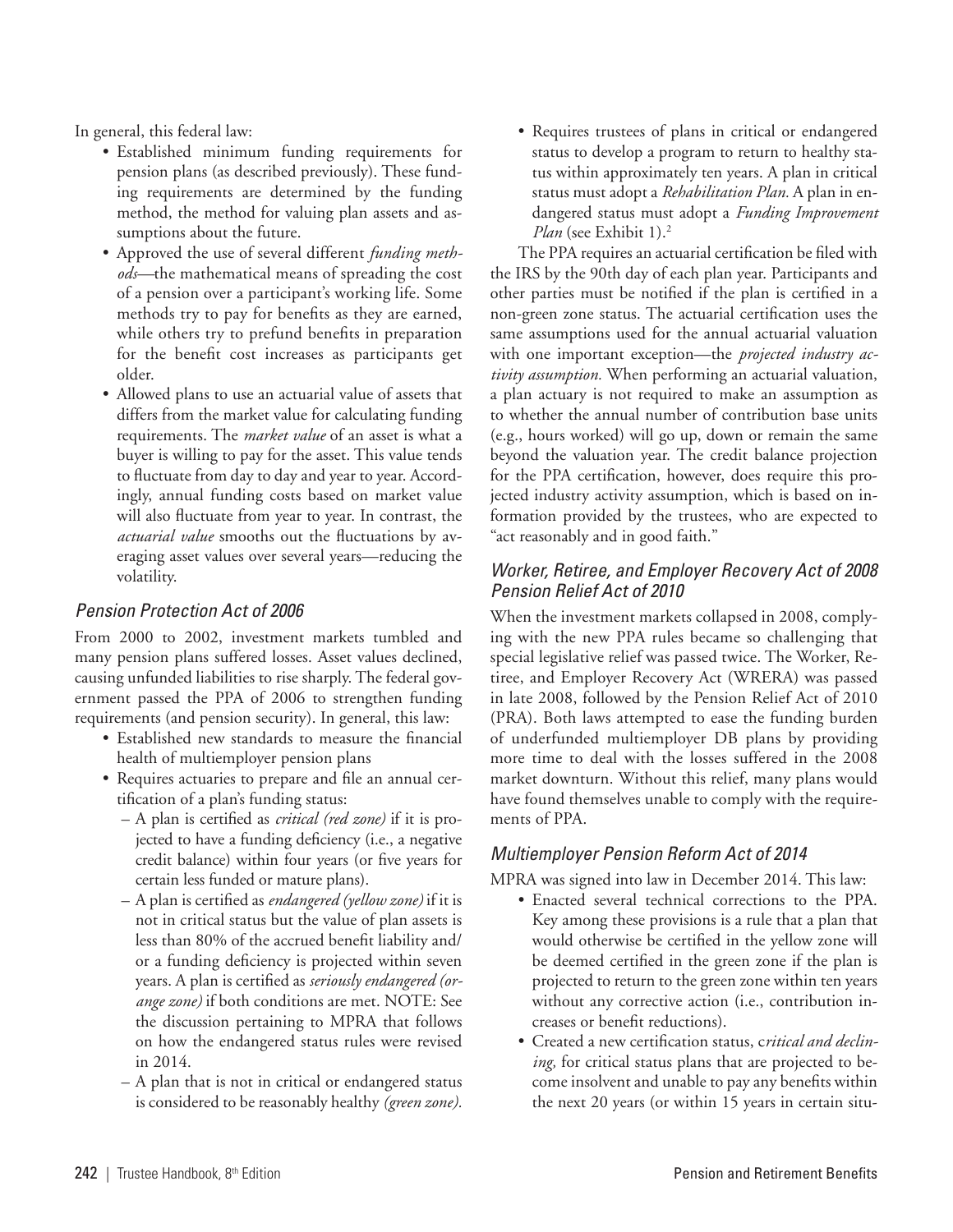In general, this federal law:

- Established minimum funding requirements for pension plans (as described previously). These funding requirements are determined by the funding method, the method for valuing plan assets and assumptions about the future.
- Approved the use of several different *funding methods*—the mathematical means of spreading the cost of a pension over a participant's working life. Some methods try to pay for benefits as they are earned, while others try to prefund benefits in preparation for the benefit cost increases as participants get older.
- Allowed plans to use an actuarial value of assets that differs from the market value for calculating funding requirements. The *market value* of an asset is what a buyer is willing to pay for the asset. This value tends to fluctuate from day to day and year to year. Accordingly, annual funding costs based on market value will also fluctuate from year to year. In contrast, the *actuarial value* smooths out the fluctuations by averaging asset values over several years—reducing the volatility.

### *Pension Protection Act of 2006*

From 2000 to 2002, investment markets tumbled and many pension plans suffered losses. Asset values declined, causing unfunded liabilities to rise sharply. The federal government passed the PPA of 2006 to strengthen funding requirements (and pension security). In general, this law:

- Established new standards to measure the financial health of multiemployer pension plans
- Requires actuaries to prepare and file an annual certification of a plan's funding status:
  - A plan is certified as *critical (red zone)* if it is projected to have a funding deficiency (i.e., a negative credit balance) within four years (or five years for certain less funded or mature plans).
  - A plan is certified as *endangered (yellow zone)* if it is not in critical status but the value of plan assets is less than 80% of the accrued benefit liability and/or a funding deficiency is projected within seven years. A plan is certified as *seriously endangered (orange zone)* if both conditions are met. NOTE: See the discussion pertaining to MPRA that follows on how the endangered status rules were revised in 2014.
  - A plan that is not in critical or endangered status is considered to be reasonably healthy *(green zone).*
- Requires trustees of plans in critical or endangered status to develop a program to return to healthy status within approximately ten years. A plan in critical status must adopt a *Rehabilitation Plan.* A plan in endangered status must adopt a *Funding Improvement Plan* (see Exhibit 1).[2]

The PPA requires an actuarial certification be filed with the IRS by the 90th day of each plan year. Participants and other parties must be notified if the plan is certified in a non-green zone status. The actuarial certification uses the same assumptions used for the annual actuarial valuation with one important exception—the *projected industry activity assumption.* When performing an actuarial valuation, a plan actuary is not required to make an assumption as to whether the annual number of contribution base units (e.g., hours worked) will go up, down or remain the same beyond the valuation year. The credit balance projection for the PPA certification, however, does require this projected industry activity assumption, which is based on information provided by the trustees, who are expected to "act reasonably and in good faith."

### *Worker, Retiree, and Employer Recovery Act of 2008 Pension Relief Act of 2010*

When the investment markets collapsed in 2008, complying with the new PPA rules became so challenging that special legislative relief was passed twice. The Worker, Retiree, and Employer Recovery Act (WRERA) was passed in late 2008, followed by the Pension Relief Act of 2010 (PRA). Both laws attempted to ease the funding burden of underfunded multiemployer DB plans by providing more time to deal with the losses suffered in the 2008 market downturn. Without this relief, many plans would have found themselves unable to comply with the requirements of PPA.

### *Multiemployer Pension Reform Act of 2014*

MPRA was signed into law in December 2014. This law:

- Enacted several technical corrections to the PPA. Key among these provisions is a rule that a plan that would otherwise be certified in the yellow zone will be deemed certified in the green zone if the plan is projected to return to the green zone within ten years without any corrective action (i.e., contribution increases or benefit reductions).
- Created a new certification status, *critical and declining,* for critical status plans that are projected to become insolvent and unable to pay any benefits within the next 20 years (or within 15 years in certain situ-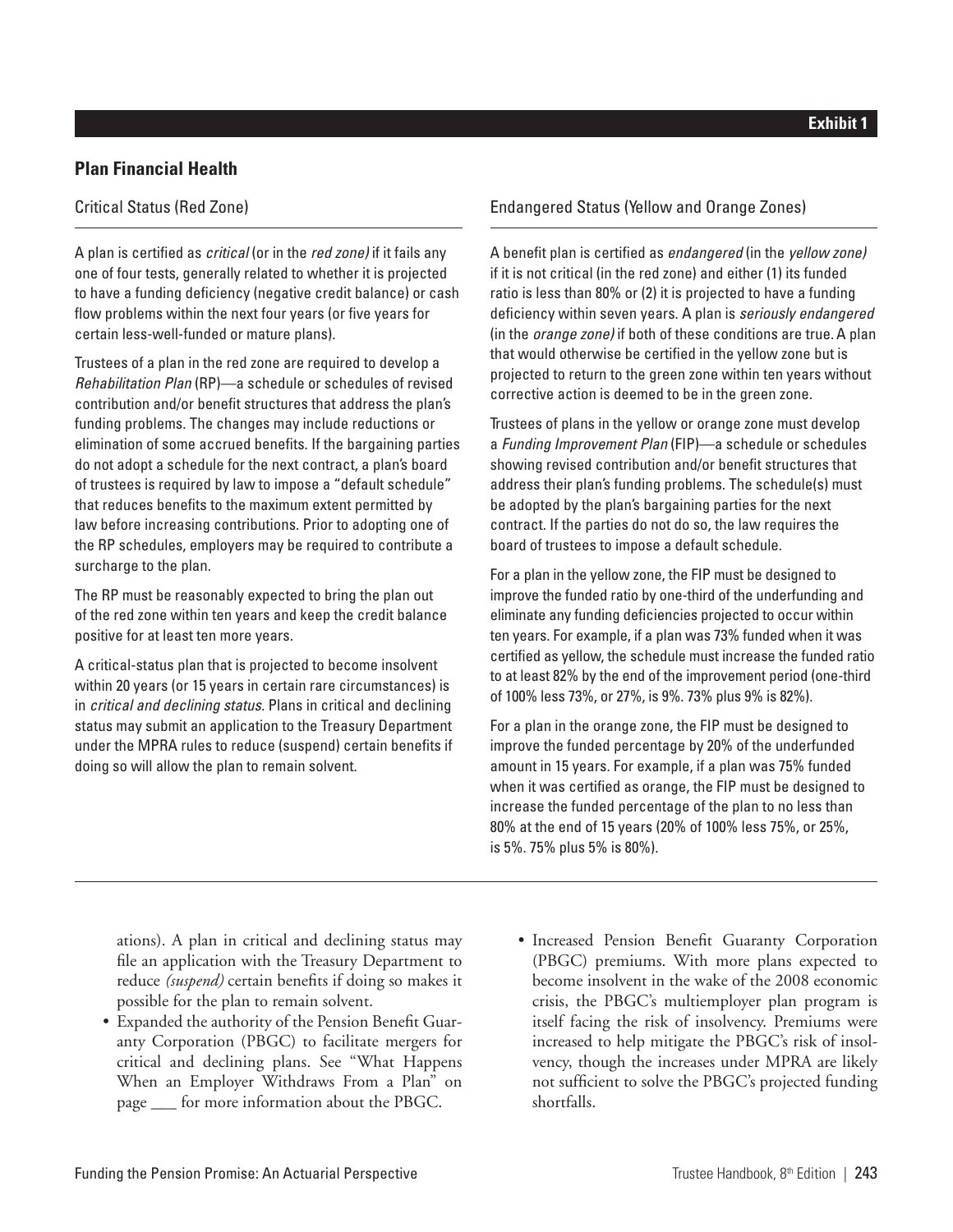**Exhibit 1**

## Plan Financial Health

### Critical Status (Red Zone)

A plan is certified as *critical* (or in the *red zone)* if it fails any one of four tests, generally related to whether it is projected to have a funding deficiency (negative credit balance) or cash flow problems within the next four years (or five years for certain less-well-funded or mature plans).

Trustees of a plan in the red zone are required to develop a *Rehabilitation Plan* (RP)—a schedule or schedules of revised contribution and/or benefit structures that address the plan's funding problems. The changes may include reductions or elimination of some accrued benefits. If the bargaining parties do not adopt a schedule for the next contract, a plan's board of trustees is required by law to impose a "default schedule" that reduces benefits to the maximum extent permitted by law before increasing contributions. Prior to adopting one of the RP schedules, employers may be required to contribute a surcharge to the plan.

The RP must be reasonably expected to bring the plan out of the red zone within ten years and keep the credit balance positive for at least ten more years.

A critical-status plan that is projected to become insolvent within 20 years (or 15 years in certain rare circumstances) is in *critical and declining status.* Plans in critical and declining status may submit an application to the Treasury Department under the MPRA rules to reduce (suspend) certain benefits if doing so will allow the plan to remain solvent.

### Endangered Status (Yellow and Orange Zones)

A benefit plan is certified as *endangered* (in the *yellow zone)* if it is not critical (in the red zone) and either (1) its funded ratio is less than 80% or (2) it is projected to have a funding deficiency within seven years. A plan is *seriously endangered* (in the *orange zone)* if both of these conditions are true. A plan that would otherwise be certified in the yellow zone but is projected to return to the green zone within ten years without corrective action is deemed to be in the green zone.

Trustees of plans in the yellow or orange zone must develop a *Funding Improvement Plan* (FIP)—a schedule or schedules showing revised contribution and/or benefit structures that address their plan's funding problems. The schedule(s) must be adopted by the plan's bargaining parties for the next contract. If the parties do not do so, the law requires the board of trustees to impose a default schedule.

For a plan in the yellow zone, the FIP must be designed to improve the funded ratio by one-third of the underfunding and eliminate any funding deficiencies projected to occur within ten years. For example, if a plan was 73% funded when it was certified as yellow, the schedule must increase the funded ratio to at least 82% by the end of the improvement period (one-third of 100% less 73%, or 27%, is 9%. 73% plus 9% is 82%).

For a plan in the orange zone, the FIP must be designed to improve the funded percentage by 20% of the underfunded amount in 15 years. For example, if a plan was 75% funded when it was certified as orange, the FIP must be designed to increase the funded percentage of the plan to no less than 80% at the end of 15 years (20% of 100% less 75%, or 25%, is 5%. 75% plus 5% is 80%).

---

ations). A plan in critical and declining status may file an application with the Treasury Department to reduce *(suspend)* certain benefits if doing so makes it possible for the plan to remain solvent.

- Expanded the authority of the Pension Benefit Guaranty Corporation (PBGC) to facilitate mergers for critical and declining plans. See "What Happens When an Employer Withdraws From a Plan" on page ___ for more information about the PBGC.
- Increased Pension Benefit Guaranty Corporation (PBGC) premiums. With more plans expected to become insolvent in the wake of the 2008 economic crisis, the PBGC's multiemployer plan program is itself facing the risk of insolvency. Premiums were increased to help mitigate the PBGC's risk of insolvency, though the increases under MPRA are likely not sufficient to solve the PBGC's projected funding shortfalls.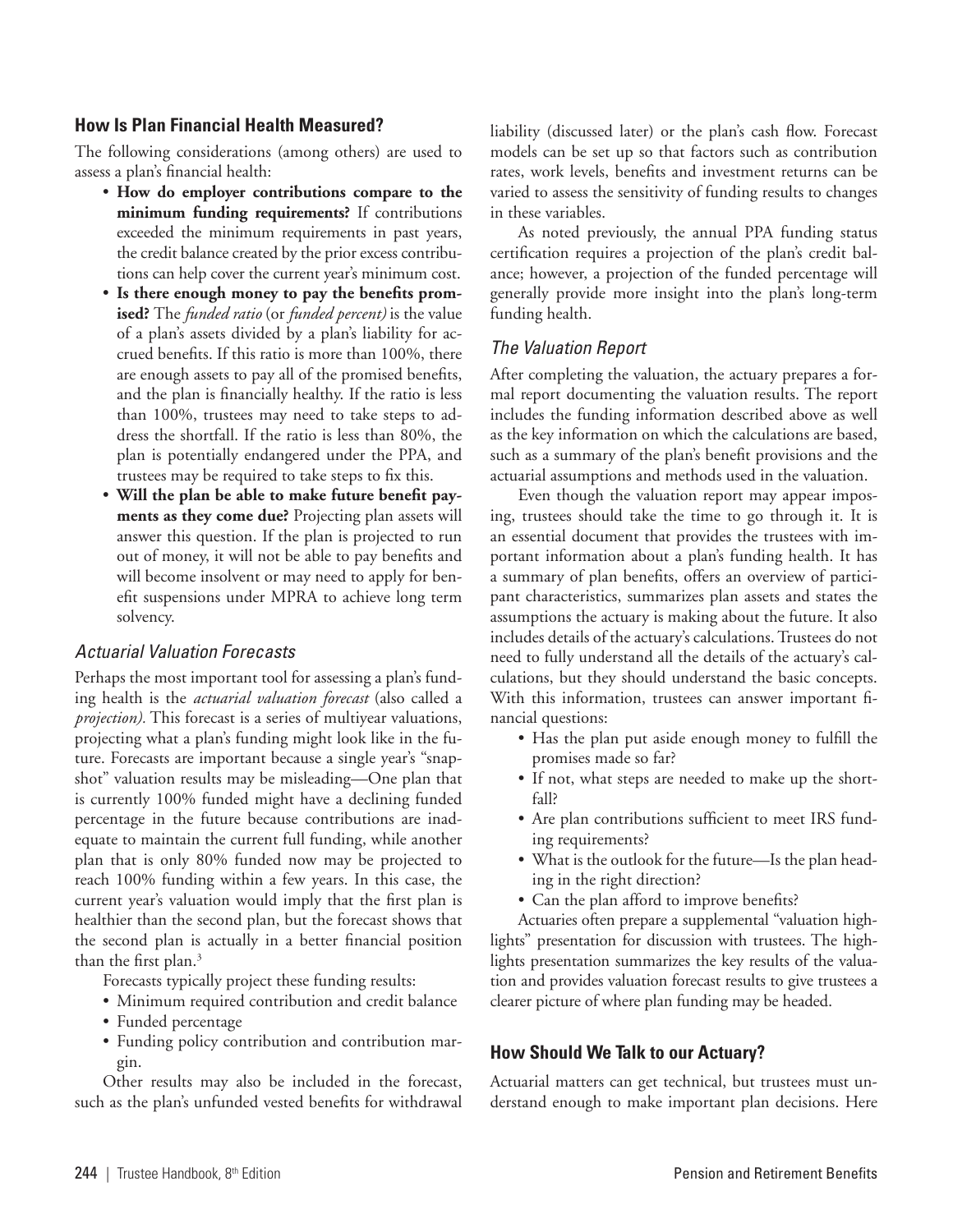## How Is Plan Financial Health Measured?

The following considerations (among others) are used to assess a plan's financial health:

- **How do employer contributions compare to the minimum funding requirements?** If contributions exceeded the minimum requirements in past years, the credit balance created by the prior excess contributions can help cover the current year's minimum cost.
- **Is there enough money to pay the benefits promised?** The *funded ratio* (or *funded percent)* is the value of a plan's assets divided by a plan's liability for accrued benefits. If this ratio is more than 100%, there are enough assets to pay all of the promised benefits, and the plan is financially healthy. If the ratio is less than 100%, trustees may need to take steps to address the shortfall. If the ratio is less than 80%, the plan is potentially endangered under the PPA, and trustees may be required to take steps to fix this.
- **Will the plan be able to make future benefit payments as they come due?** Projecting plan assets will answer this question. If the plan is projected to run out of money, it will not be able to pay benefits and will become insolvent or may need to apply for benefit suspensions under MPRA to achieve long term solvency.

### *Actuarial Valuation Forecasts*

Perhaps the most important tool for assessing a plan's funding health is the *actuarial valuation forecast* (also called a *projection).* This forecast is a series of multiyear valuations, projecting what a plan's funding might look like in the future. Forecasts are important because a single year's "snapshot" valuation results may be misleading—One plan that is currently 100% funded might have a declining funded percentage in the future because contributions are inadequate to maintain the current full funding, while another plan that is only 80% funded now may be projected to reach 100% funding within a few years. In this case, the current year's valuation would imply that the first plan is healthier than the second plan, but the forecast shows that the second plan is actually in a better financial position than the first plan.[3]

Forecasts typically project these funding results:

- Minimum required contribution and credit balance
- Funded percentage
- Funding policy contribution and contribution margin.

Other results may also be included in the forecast, such as the plan's unfunded vested benefits for withdrawal liability (discussed later) or the plan's cash flow. Forecast models can be set up so that factors such as contribution rates, work levels, benefits and investment returns can be varied to assess the sensitivity of funding results to changes in these variables.

As noted previously, the annual PPA funding status certification requires a projection of the plan's credit balance; however, a projection of the funded percentage will generally provide more insight into the plan's long-term funding health.

### *The Valuation Report*

After completing the valuation, the actuary prepares a formal report documenting the valuation results. The report includes the funding information described above as well as the key information on which the calculations are based, such as a summary of the plan's benefit provisions and the actuarial assumptions and methods used in the valuation.

Even though the valuation report may appear imposing, trustees should take the time to go through it. It is an essential document that provides the trustees with important information about a plan's funding health. It has a summary of plan benefits, offers an overview of participant characteristics, summarizes plan assets and states the assumptions the actuary is making about the future. It also includes details of the actuary's calculations. Trustees do not need to fully understand all the details of the actuary's calculations, but they should understand the basic concepts. With this information, trustees can answer important financial questions:

- Has the plan put aside enough money to fulfill the promises made so far?
- If not, what steps are needed to make up the shortfall?
- Are plan contributions sufficient to meet IRS funding requirements?
- What is the outlook for the future—Is the plan heading in the right direction?
- Can the plan afford to improve benefits?

Actuaries often prepare a supplemental "valuation highlights" presentation for discussion with trustees. The highlights presentation summarizes the key results of the valuation and provides valuation forecast results to give trustees a clearer picture of where plan funding may be headed.

## How Should We Talk to our Actuary?

Actuarial matters can get technical, but trustees must understand enough to make important plan decisions. Here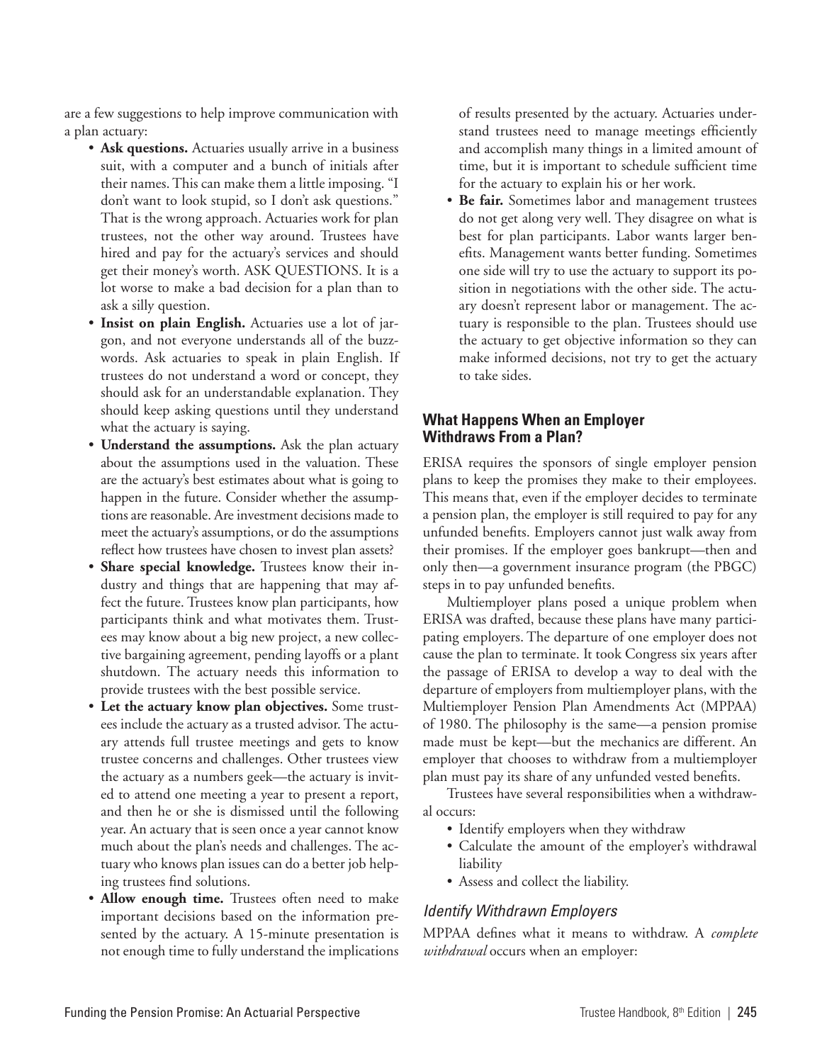are a few suggestions to help improve communication with a plan actuary:

- **Ask questions.** Actuaries usually arrive in a business suit, with a computer and a bunch of initials after their names. This can make them a little imposing. "I don't want to look stupid, so I don't ask questions." That is the wrong approach. Actuaries work for plan trustees, not the other way around. Trustees have hired and pay for the actuary's services and should get their money's worth. ASK QUESTIONS. It is a lot worse to make a bad decision for a plan than to ask a silly question.
- **Insist on plain English.** Actuaries use a lot of jargon, and not everyone understands all of the buzzwords. Ask actuaries to speak in plain English. If trustees do not understand a word or concept, they should ask for an understandable explanation. They should keep asking questions until they understand what the actuary is saying.
- **Understand the assumptions.** Ask the plan actuary about the assumptions used in the valuation. These are the actuary's best estimates about what is going to happen in the future. Consider whether the assumptions are reasonable. Are investment decisions made to meet the actuary's assumptions, or do the assumptions reflect how trustees have chosen to invest plan assets?
- **Share special knowledge.** Trustees know their industry and things that are happening that may affect the future. Trustees know plan participants, how participants think and what motivates them. Trustees may know about a big new project, a new collective bargaining agreement, pending layoffs or a plant shutdown. The actuary needs this information to provide trustees with the best possible service.
- **Let the actuary know plan objectives.** Some trustees include the actuary as a trusted advisor. The actuary attends full trustee meetings and gets to know trustee concerns and challenges. Other trustees view the actuary as a numbers geek—the actuary is invited to attend one meeting a year to present a report, and then he or she is dismissed until the following year. An actuary that is seen once a year cannot know much about the plan's needs and challenges. The actuary who knows plan issues can do a better job helping trustees find solutions.
- **Allow enough time.** Trustees often need to make important decisions based on the information presented by the actuary. A 15-minute presentation is not enough time to fully understand the implications of results presented by the actuary. Actuaries understand trustees need to manage meetings efficiently and accomplish many things in a limited amount of time, but it is important to schedule sufficient time for the actuary to explain his or her work.
- **Be fair.** Sometimes labor and management trustees do not get along very well. They disagree on what is best for plan participants. Labor wants larger benefits. Management wants better funding. Sometimes one side will try to use the actuary to support its position in negotiations with the other side. The actuary doesn't represent labor or management. The actuary is responsible to the plan. Trustees should use the actuary to get objective information so they can make informed decisions, not try to get the actuary to take sides.

### What Happens When an Employer Withdraws From a Plan?

ERISA requires the sponsors of single employer pension plans to keep the promises they make to their employees. This means that, even if the employer decides to terminate a pension plan, the employer is still required to pay for any unfunded benefits. Employers cannot just walk away from their promises. If the employer goes bankrupt—then and only then—a government insurance program (the PBGC) steps in to pay unfunded benefits.

Multiemployer plans posed a unique problem when ERISA was drafted, because these plans have many participating employers. The departure of one employer does not cause the plan to terminate. It took Congress six years after the passage of ERISA to develop a way to deal with the departure of employers from multiemployer plans, with the Multiemployer Pension Plan Amendments Act (MPPAA) of 1980. The philosophy is the same—a pension promise made must be kept—but the mechanics are different. An employer that chooses to withdraw from a multiemployer plan must pay its share of any unfunded vested benefits.

Trustees have several responsibilities when a withdrawal occurs:

- Identify employers when they withdraw
- Calculate the amount of the employer's withdrawal liability
- Assess and collect the liability.

#### *Identify Withdrawn Employers*

MPPAA defines what it means to withdraw. A *complete withdrawal* occurs when an employer: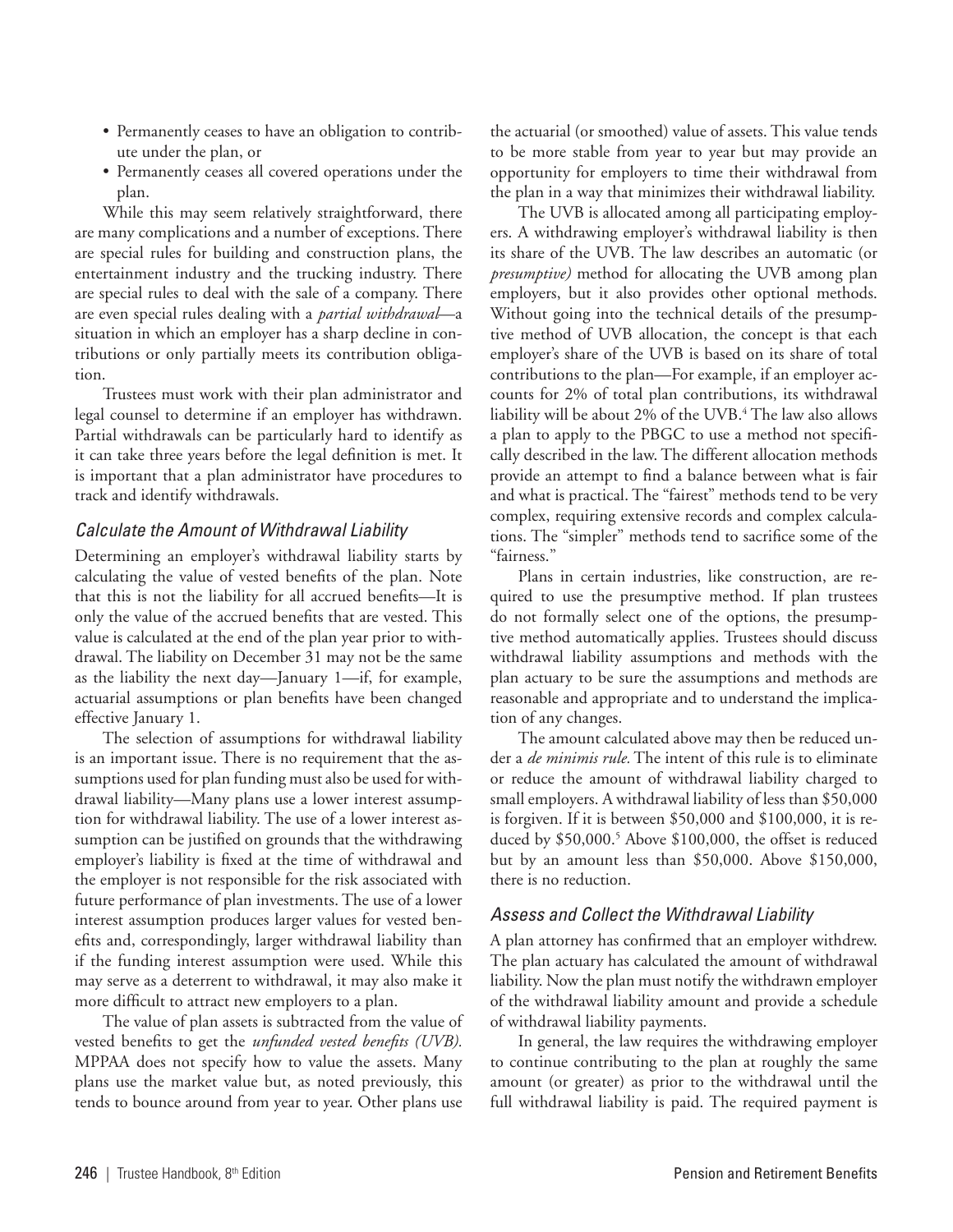- Permanently ceases to have an obligation to contribute under the plan, or
- Permanently ceases all covered operations under the plan.

While this may seem relatively straightforward, there are many complications and a number of exceptions. There are special rules for building and construction plans, the entertainment industry and the trucking industry. There are special rules to deal with the sale of a company. There are even special rules dealing with a *partial withdrawal*—a situation in which an employer has a sharp decline in contributions or only partially meets its contribution obligation.

Trustees must work with their plan administrator and legal counsel to determine if an employer has withdrawn. Partial withdrawals can be particularly hard to identify as it can take three years before the legal definition is met. It is important that a plan administrator have procedures to track and identify withdrawals.

### *Calculate the Amount of Withdrawal Liability*

Determining an employer's withdrawal liability starts by calculating the value of vested benefits of the plan. Note that this is not the liability for all accrued benefits—It is only the value of the accrued benefits that are vested. This value is calculated at the end of the plan year prior to withdrawal. The liability on December 31 may not be the same as the liability the next day—January 1—if, for example, actuarial assumptions or plan benefits have been changed effective January 1.

The selection of assumptions for withdrawal liability is an important issue. There is no requirement that the assumptions used for plan funding must also be used for withdrawal liability—Many plans use a lower interest assumption for withdrawal liability. The use of a lower interest assumption can be justified on grounds that the withdrawing employer's liability is fixed at the time of withdrawal and the employer is not responsible for the risk associated with future performance of plan investments. The use of a lower interest assumption produces larger values for vested benefits and, correspondingly, larger withdrawal liability than if the funding interest assumption were used. While this may serve as a deterrent to withdrawal, it may also make it more difficult to attract new employers to a plan.

The value of plan assets is subtracted from the value of vested benefits to get the *unfunded vested benefits (UVB).* MPPAA does not specify how to value the assets. Many plans use the market value but, as noted previously, this tends to bounce around from year to year. Other plans use the actuarial (or smoothed) value of assets. This value tends to be more stable from year to year but may provide an opportunity for employers to time their withdrawal from the plan in a way that minimizes their withdrawal liability.

The UVB is allocated among all participating employers. A withdrawing employer's withdrawal liability is then its share of the UVB. The law describes an automatic (or *presumptive)* method for allocating the UVB among plan employers, but it also provides other optional methods. Without going into the technical details of the presumptive method of UVB allocation, the concept is that each employer's share of the UVB is based on its share of total contributions to the plan—For example, if an employer accounts for 2% of total plan contributions, its withdrawal liability will be about 2% of the UVB.[4] The law also allows a plan to apply to the PBGC to use a method not specifically described in the law. The different allocation methods provide an attempt to find a balance between what is fair and what is practical. The "fairest" methods tend to be very complex, requiring extensive records and complex calculations. The "simpler" methods tend to sacrifice some of the "fairness."

Plans in certain industries, like construction, are required to use the presumptive method. If plan trustees do not formally select one of the options, the presumptive method automatically applies. Trustees should discuss withdrawal liability assumptions and methods with the plan actuary to be sure the assumptions and methods are reasonable and appropriate and to understand the implication of any changes.

The amount calculated above may then be reduced under a *de minimis rule.* The intent of this rule is to eliminate or reduce the amount of withdrawal liability charged to small employers. A withdrawal liability of less than $50,000 is forgiven. If it is between $50,000 and $100,000, it is reduced by $50,000.[5] Above $100,000, the offset is reduced but by an amount less than $50,000. Above $150,000, there is no reduction.

### *Assess and Collect the Withdrawal Liability*

A plan attorney has confirmed that an employer withdrew. The plan actuary has calculated the amount of withdrawal liability. Now the plan must notify the withdrawn employer of the withdrawal liability amount and provide a schedule of withdrawal liability payments.

In general, the law requires the withdrawing employer to continue contributing to the plan at roughly the same amount (or greater) as prior to the withdrawal until the full withdrawal liability is paid. The required payment is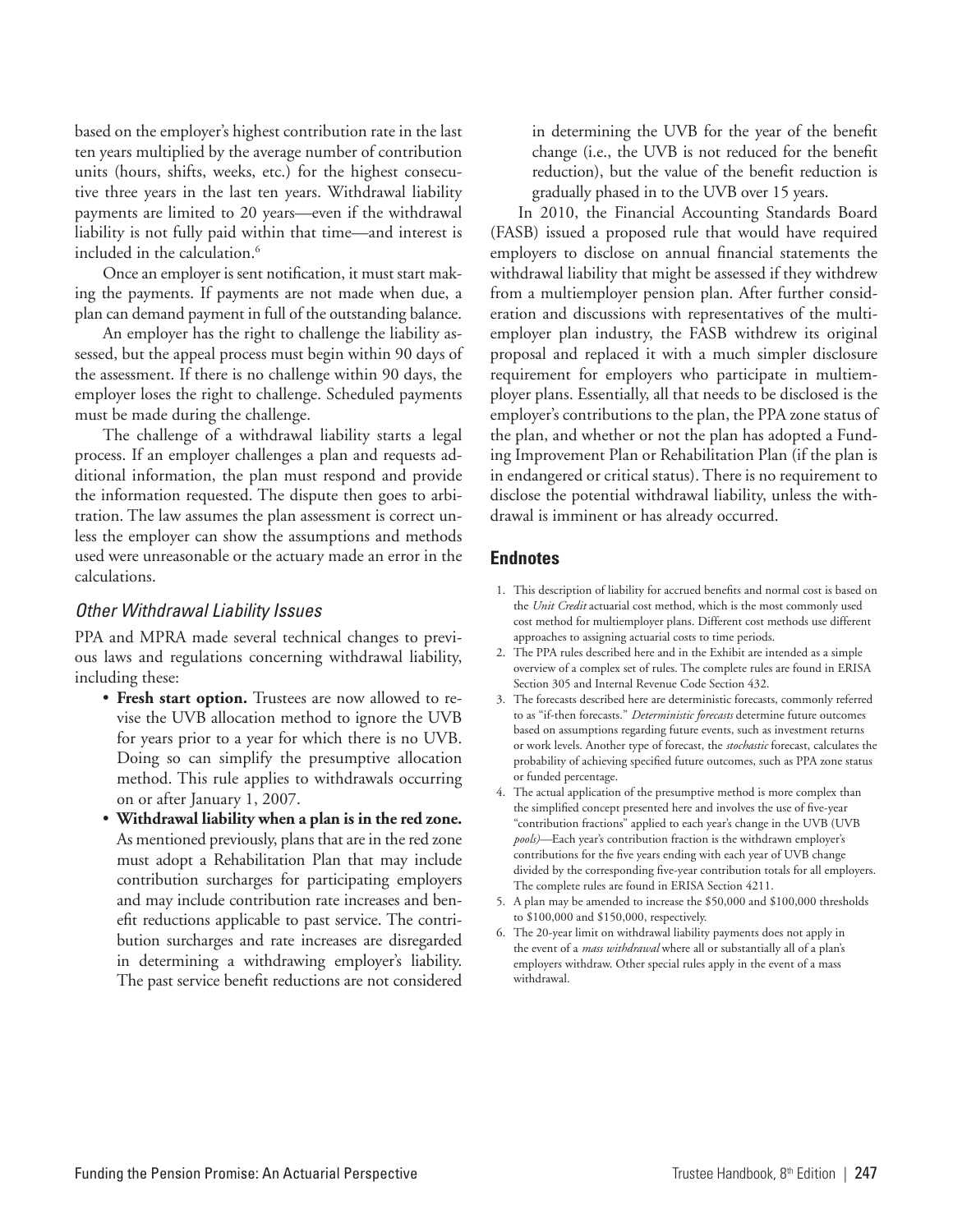based on the employer's highest contribution rate in the last ten years multiplied by the average number of contribution units (hours, shifts, weeks, etc.) for the highest consecutive three years in the last ten years. Withdrawal liability payments are limited to 20 years—even if the withdrawal liability is not fully paid within that time—and interest is included in the calculation.[6]

Once an employer is sent notification, it must start making the payments. If payments are not made when due, a plan can demand payment in full of the outstanding balance.

An employer has the right to challenge the liability assessed, but the appeal process must begin within 90 days of the assessment. If there is no challenge within 90 days, the employer loses the right to challenge. Scheduled payments must be made during the challenge.

The challenge of a withdrawal liability starts a legal process. If an employer challenges a plan and requests additional information, the plan must respond and provide the information requested. The dispute then goes to arbitration. The law assumes the plan assessment is correct unless the employer can show the assumptions and methods used were unreasonable or the actuary made an error in the calculations.

### *Other Withdrawal Liability Issues*

PPA and MPRA made several technical changes to previous laws and regulations concerning withdrawal liability, including these:

- **Fresh start option.** Trustees are now allowed to revise the UVB allocation method to ignore the UVB for years prior to a year for which there is no UVB. Doing so can simplify the presumptive allocation method. This rule applies to withdrawals occurring on or after January 1, 2007.
- **Withdrawal liability when a plan is in the red zone.** As mentioned previously, plans that are in the red zone must adopt a Rehabilitation Plan that may include contribution surcharges for participating employers and may include contribution rate increases and benefit reductions applicable to past service. The contribution surcharges and rate increases are disregarded in determining a withdrawing employer's liability. The past service benefit reductions are not considered in determining the UVB for the year of the benefit change (i.e., the UVB is not reduced for the benefit reduction), but the value of the benefit reduction is gradually phased in to the UVB over 15 years.

In 2010, the Financial Accounting Standards Board (FASB) issued a proposed rule that would have required employers to disclose on annual financial statements the withdrawal liability that might be assessed if they withdrew from a multiemployer pension plan. After further consideration and discussions with representatives of the multiemployer plan industry, the FASB withdrew its original proposal and replaced it with a much simpler disclosure requirement for employers who participate in multiemployer plans. Essentially, all that needs to be disclosed is the employer's contributions to the plan, the PPA zone status of the plan, and whether or not the plan has adopted a Funding Improvement Plan or Rehabilitation Plan (if the plan is in endangered or critical status). There is no requirement to disclose the potential withdrawal liability, unless the withdrawal is imminent or has already occurred.

## Endnotes

1. This description of liability for accrued benefits and normal cost is based on the *Unit Credit* actuarial cost method, which is the most commonly used cost method for multiemployer plans. Different cost methods use different approaches to assigning actuarial costs to time periods.
2. The PPA rules described here and in the Exhibit are intended as a simple overview of a complex set of rules. The complete rules are found in ERISA Section 305 and Internal Revenue Code Section 432.
3. The forecasts described here are deterministic forecasts, commonly referred to as "if-then forecasts." *Deterministic forecasts* determine future outcomes based on assumptions regarding future events, such as investment returns or work levels. Another type of forecast, the *stochastic* forecast, calculates the probability of achieving specified future outcomes, such as PPA zone status or funded percentage.
4. The actual application of the presumptive method is more complex than the simplified concept presented here and involves the use of five-year "contribution fractions" applied to each year's change in the UVB (UVB *pools)*—Each year's contribution fraction is the withdrawn employer's contributions for the five years ending with each year of UVB change divided by the corresponding five-year contribution totals for all employers. The complete rules are found in ERISA Section 4211.
5. A plan may be amended to increase the $50,000 and $100,000 thresholds to $100,000 and $150,000, respectively.
6. The 20-year limit on withdrawal liability payments does not apply in the event of a *mass withdrawal* where all or substantially all of a plan's employers withdraw. Other special rules apply in the event of a mass withdrawal.